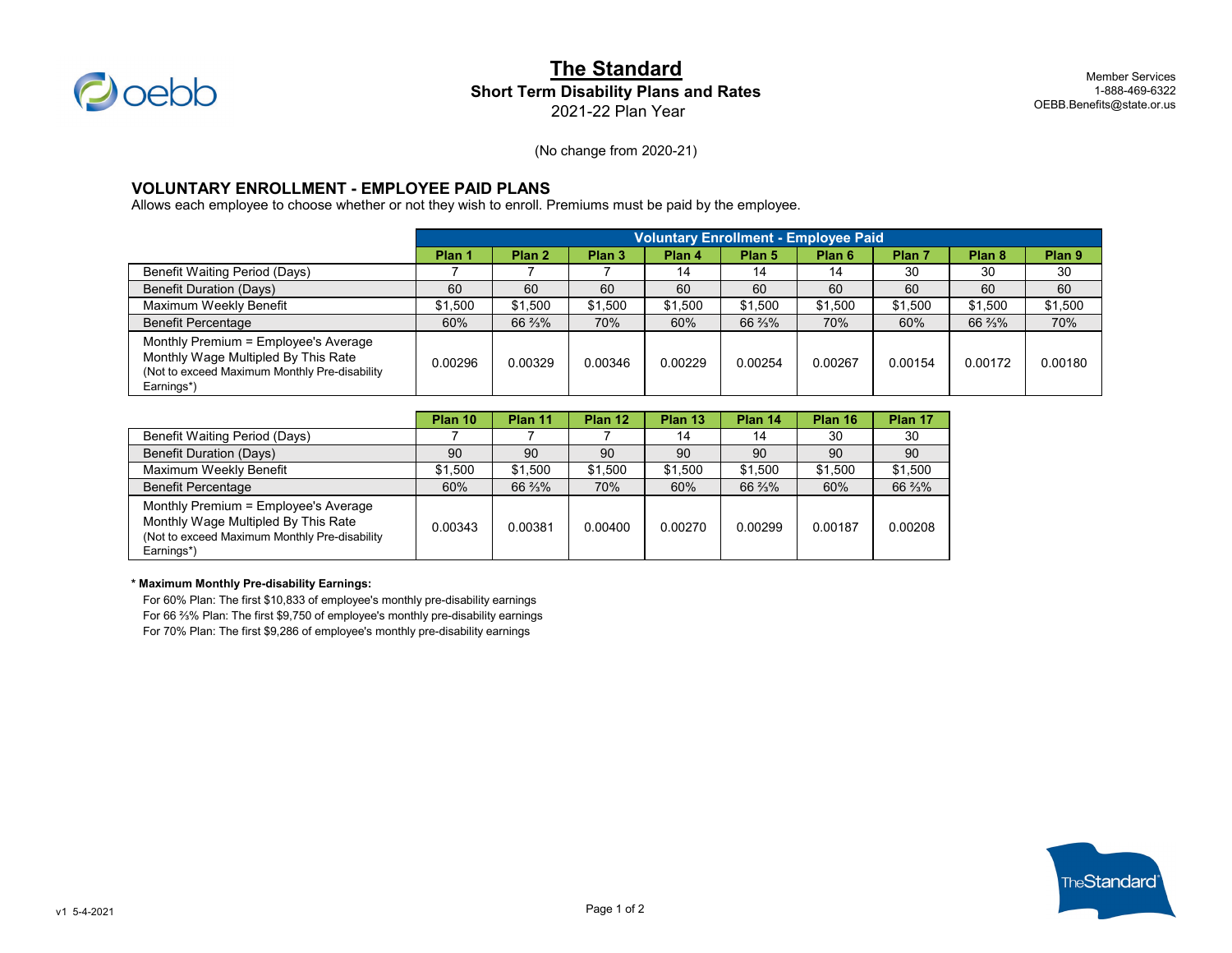# The Standard

## Short Term Disability Plans and Rates

2021-22 Plan Year

Member Services
1-888-469-6322
OEBB.Benefits@state.or.us

(No change from 2020-21)

### VOLUNTARY ENROLLMENT - EMPLOYEE PAID PLANS

Allows each employee to choose whether or not they wish to enroll. Premiums must be paid by the employee.

| | Voluntary Enrollment - Employee Paid | | | | | | | | |
|---|---|---|---|---|---|---|---|---|---|
| | Plan 1 | Plan 2 | Plan 3 | Plan 4 | Plan 5 | Plan 6 | Plan 7 | Plan 8 | Plan 9 |
| Benefit Waiting Period (Days) | 7 | 7 | 7 | 14 | 14 | 14 | 30 | 30 | 30 |
| Benefit Duration (Days) | 60 | 60 | 60 | 60 | 60 | 60 | 60 | 60 | 60 |
| Maximum Weekly Benefit | $1,500 | $1,500 | $1,500 | $1,500 | $1,500 | $1,500 | $1,500 | $1,500 | $1,500 |
| Benefit Percentage | 60% | 66 ⅔% | 70% | 60% | 66 ⅔% | 70% | 60% | 66 ⅔% | 70% |
| Monthly Premium = Employee's Average Monthly Wage Multipled By This Rate (Not to exceed Maximum Monthly Pre-disability Earnings*) | 0.00296 | 0.00329 | 0.00346 | 0.00229 | 0.00254 | 0.00267 | 0.00154 | 0.00172 | 0.00180 |

| | Plan 10 | Plan 11 | Plan 12 | Plan 13 | Plan 14 | Plan 16 | Plan 17 |
|---|---|---|---|---|---|---|---|
| Benefit Waiting Period (Days) | 7 | 7 | 7 | 14 | 14 | 30 | 30 |
| Benefit Duration (Days) | 90 | 90 | 90 | 90 | 90 | 90 | 90 |
| Maximum Weekly Benefit | $1,500 | $1,500 | $1,500 | $1,500 | $1,500 | $1,500 | $1,500 |
| Benefit Percentage | 60% | 66 ⅔% | 70% | 60% | 66 ⅔% | 60% | 66 ⅔% |
| Monthly Premium = Employee's Average Monthly Wage Multipled By This Rate (Not to exceed Maximum Monthly Pre-disability Earnings*) | 0.00343 | 0.00381 | 0.00400 | 0.00270 | 0.00299 | 0.00187 | 0.00208 |

**\* Maximum Monthly Pre-disability Earnings:**

For 60% Plan: The first $10,833 of employee's monthly pre-disability earnings
For 66 ⅔% Plan: The first $9,750 of employee's monthly pre-disability earnings
For 70% Plan: The first $9,286 of employee's monthly pre-disability earnings

v1 5-4-2021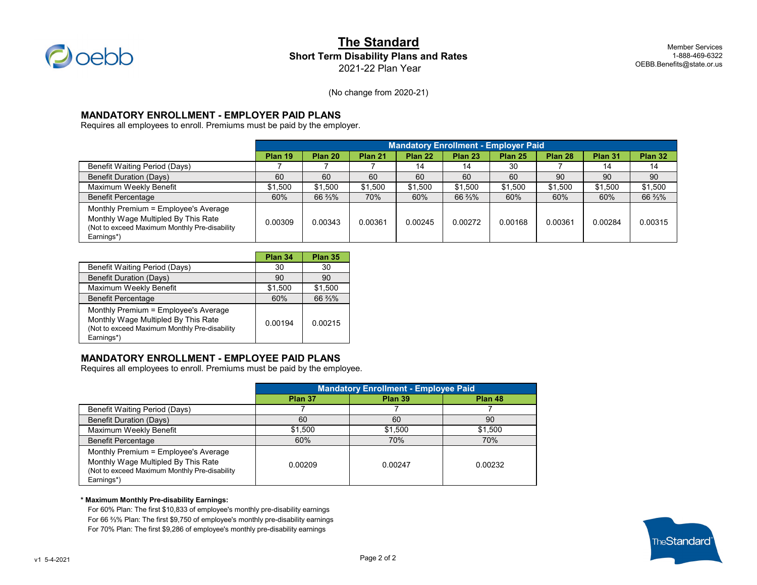# The Standard

**Short Term Disability Plans and Rates**

2021-22 Plan Year

Member Services
1-888-469-6322
OEBB.Benefits@state.or.us

(No change from 2020-21)

## MANDATORY ENROLLMENT - EMPLOYER PAID PLANS

Requires all employees to enroll. Premiums must be paid by the employer.

| | Mandatory Enrollment - Employer Paid | | | | | | | | |
|---|---|---|---|---|---|---|---|---|---|
| | **Plan 19** | **Plan 20** | **Plan 21** | **Plan 22** | **Plan 23** | **Plan 25** | **Plan 28** | **Plan 31** | **Plan 32** |
| Benefit Waiting Period (Days) | 7 | 7 | 7 | 14 | 14 | 30 | 7 | 14 | 14 |
| Benefit Duration (Days) | 60 | 60 | 60 | 60 | 60 | 60 | 90 | 90 | 90 |
| Maximum Weekly Benefit | $1,500 | $1,500 | $1,500 | $1,500 | $1,500 | $1,500 | $1,500 | $1,500 | $1,500 |
| Benefit Percentage | 60% | 66 ⅔% | 70% | 60% | 66 ⅔% | 60% | 60% | 60% | 66 ⅔% |
| Monthly Premium = Employee's Average Monthly Wage Multipled By This Rate (Not to exceed Maximum Monthly Pre-disability Earnings*) | 0.00309 | 0.00343 | 0.00361 | 0.00245 | 0.00272 | 0.00168 | 0.00361 | 0.00284 | 0.00315 |

| | **Plan 34** | **Plan 35** |
|---|---|---|
| Benefit Waiting Period (Days) | 30 | 30 |
| Benefit Duration (Days) | 90 | 90 |
| Maximum Weekly Benefit | $1,500 | $1,500 |
| Benefit Percentage | 60% | 66 ⅔% |
| Monthly Premium = Employee's Average Monthly Wage Multipled By This Rate (Not to exceed Maximum Monthly Pre-disability Earnings*) | 0.00194 | 0.00215 |

## MANDATORY ENROLLMENT - EMPLOYEE PAID PLANS

Requires all employees to enroll. Premiums must be paid by the employee.

| | Mandatory Enrollment - Employee Paid | | |
|---|---|---|---|
| | **Plan 37** | **Plan 39** | **Plan 48** |
| Benefit Waiting Period (Days) | 7 | 7 | 7 |
| Benefit Duration (Days) | 60 | 60 | 90 |
| Maximum Weekly Benefit | $1,500 | $1,500 | $1,500 |
| Benefit Percentage | 60% | 70% | 70% |
| Monthly Premium = Employee's Average Monthly Wage Multipled By This Rate (Not to exceed Maximum Monthly Pre-disability Earnings*) | 0.00209 | 0.00247 | 0.00232 |

**\* Maximum Monthly Pre-disability Earnings:**

For 60% Plan: The first $10,833 of employee's monthly pre-disability earnings
For 66 ⅔% Plan: The first $9,750 of employee's monthly pre-disability earnings
For 70% Plan: The first $9,286 of employee's monthly pre-disability earnings

v1 5-4-2021